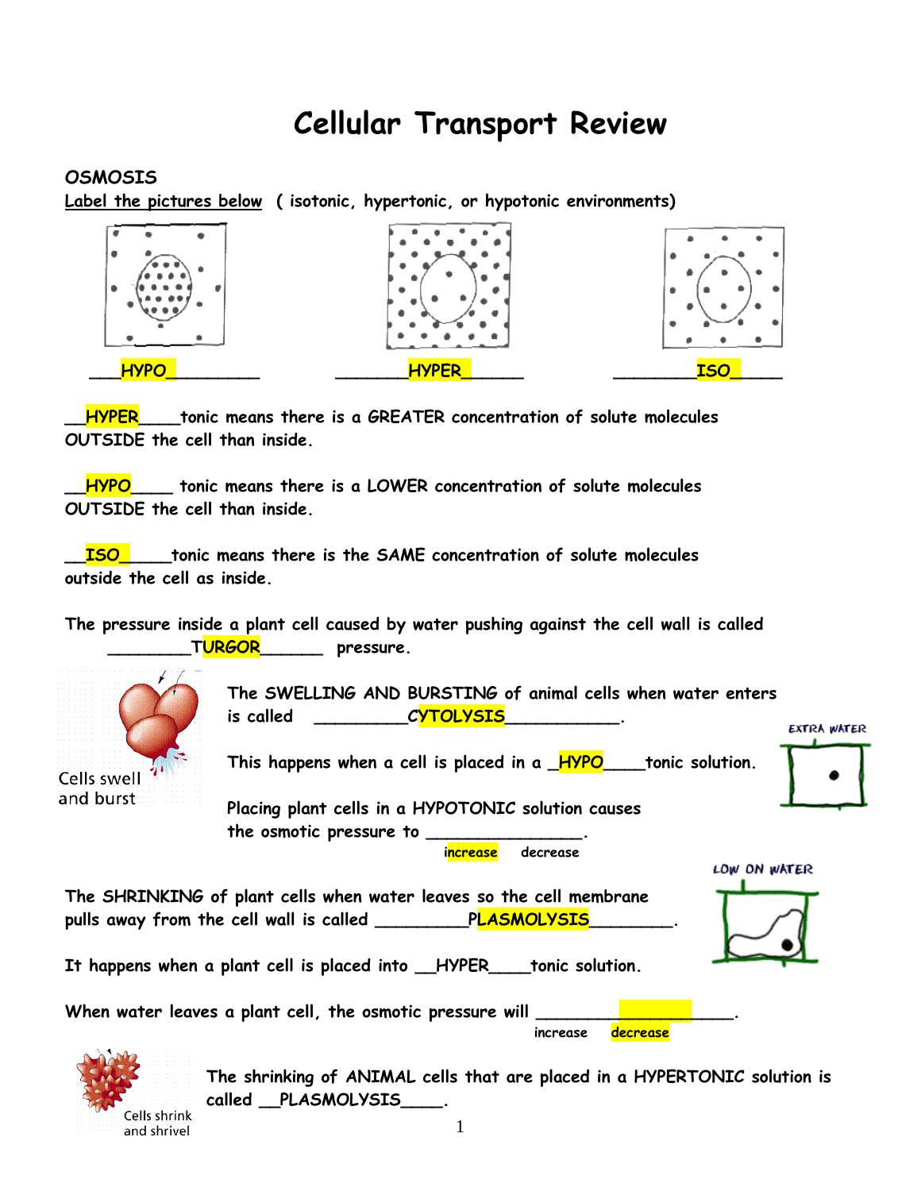# Cellular Transport Review

**OSMOSIS**

Label the pictures below ( isotonic, hypertonic, or hypotonic environments)

___HYPO__________ ________HYPER______ _________ISO_____

__HYPER____tonic means there is a GREATER concentration of solute molecules OUTSIDE the cell than inside.

__HYPO____ tonic means there is a LOWER concentration of solute molecules OUTSIDE the cell than inside.

__ISO_____tonic means there is the SAME concentration of solute molecules outside the cell as inside.

The pressure inside a plant cell caused by water pushing against the cell wall is called ________TURGOR______ pressure.

Cells swell and burst

The SWELLING AND BURSTING of animal cells when water enters is called _________CYTOLYSIS___________.

EXTRA WATER

This happens when a cell is placed in a _HYPO____tonic solution.

Placing plant cells in a HYPOTONIC solution causes the osmotic pressure to _______________.

increase decrease

LOW ON WATER

The SHRINKING of plant cells when water leaves so the cell membrane pulls away from the cell wall is called _________PLASMOLYSIS________.

It happens when a plant cell is placed into __HYPER____tonic solution.

When water leaves a plant cell, the osmotic pressure will ____________________.

increase decrease

Cells shrink and shrivel

The shrinking of ANIMAL cells that are placed in a HYPERTONIC solution is called __PLASMOLYSIS____.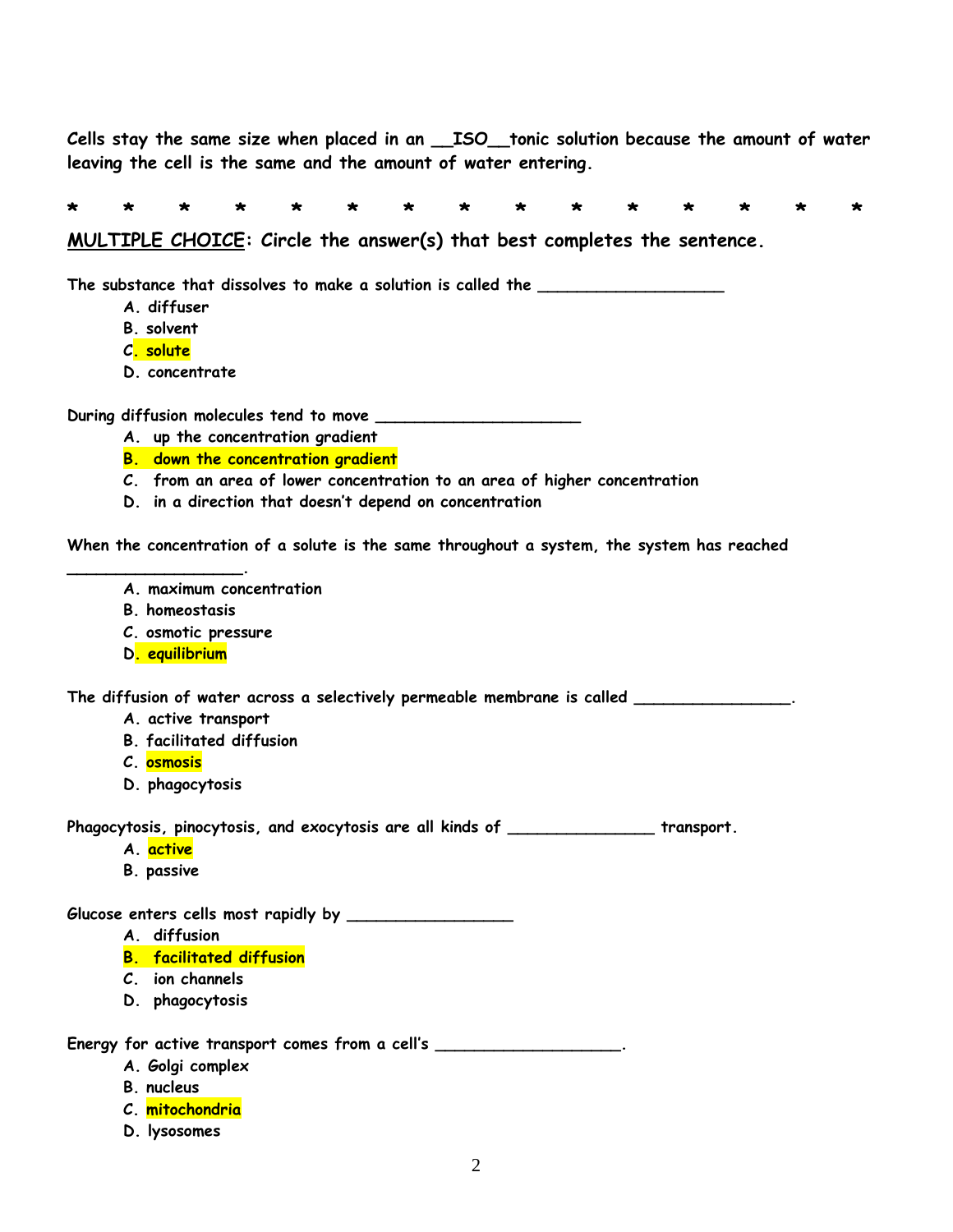Cells stay the same size when placed in an __ISO__tonic solution because the amount of water leaving the cell is the same and the amount of water entering.

*     *     *     *     *     *     *     *     *     *     *     *     *     *     *

**<u>MULTIPLE CHOICE</u>: Circle the answer(s) that best completes the sentence.**

The substance that dissolves to make a solution is called the ___________________

A. diffuser
B. solvent
C. solute
D. concentrate

During diffusion molecules tend to move ______________________

A. up the concentration gradient
B. down the concentration gradient
C. from an area of lower concentration to an area of higher concentration
D. in a direction that doesn't depend on concentration

When the concentration of a solute is the same throughout a system, the system has reached ___________________.

A. maximum concentration
B. homeostasis
C. osmotic pressure
D. equilibrium

The diffusion of water across a selectively permeable membrane is called _________________.

A. active transport
B. facilitated diffusion
C. osmosis
D. phagocytosis

Phagocytosis, pinocytosis, and exocytosis are all kinds of _______________ transport.

A. active
B. passive

Glucose enters cells most rapidly by _________________

A. diffusion
B. facilitated diffusion
C. ion channels
D. phagocytosis

Energy for active transport comes from a cell's ___________________.

A. Golgi complex
B. nucleus
C. mitochondria
D. lysosomes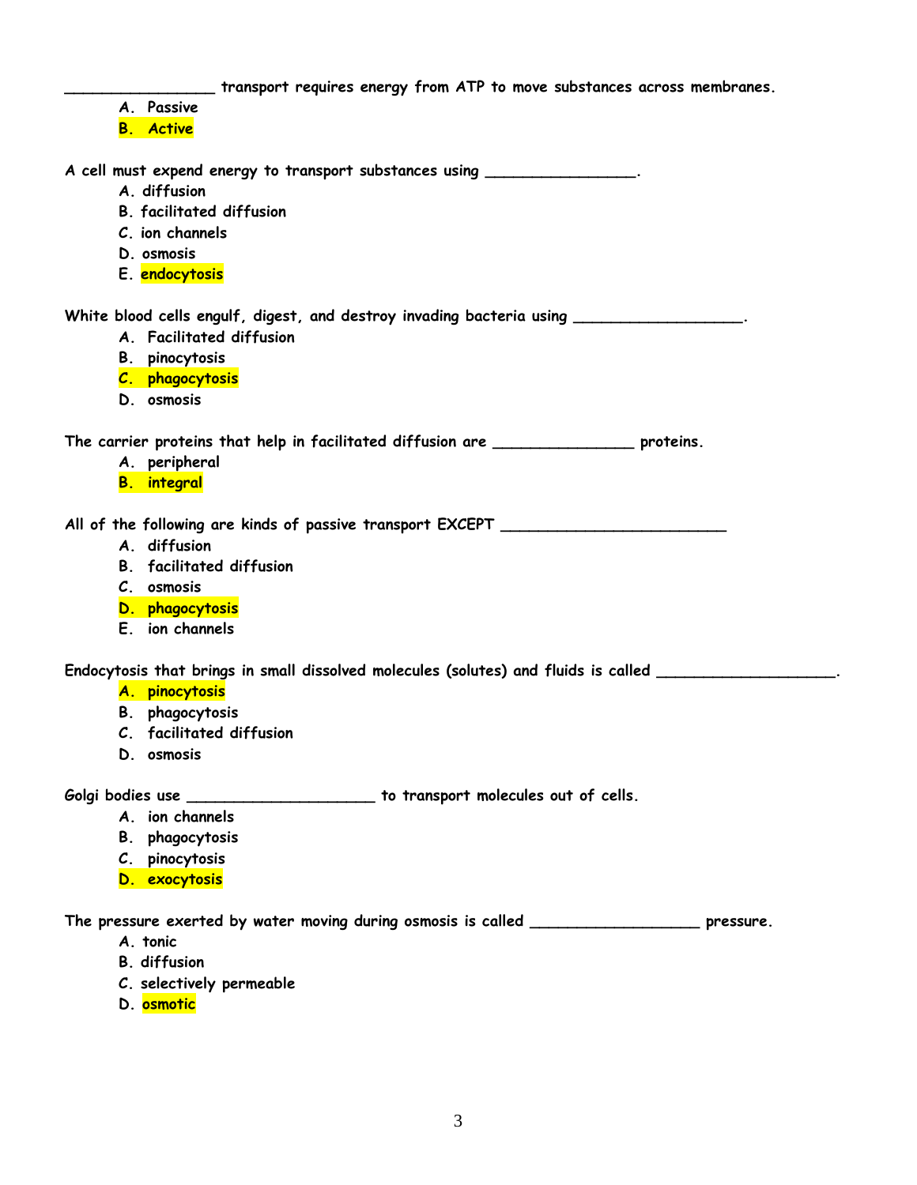________________ transport requires energy from ATP to move substances across membranes.

A. Passive
B. Active

A cell must expend energy to transport substances using ________________.

A. diffusion
B. facilitated diffusion
C. ion channels
D. osmosis
E. endocytosis

White blood cells engulf, digest, and destroy invading bacteria using __________________.

A. Facilitated diffusion
B. pinocytosis
C. phagocytosis
D. osmosis

The carrier proteins that help in facilitated diffusion are _______________ proteins.

A. peripheral
B. integral

All of the following are kinds of passive transport EXCEPT ________________________

A. diffusion
B. facilitated diffusion
C. osmosis
D. phagocytosis
E. ion channels

Endocytosis that brings in small dissolved molecules (solutes) and fluids is called ___________________.

A. pinocytosis
B. phagocytosis
C. facilitated diffusion
D. osmosis

Golgi bodies use ____________________ to transport molecules out of cells.

A. ion channels
B. phagocytosis
C. pinocytosis
D. exocytosis

The pressure exerted by water moving during osmosis is called __________________ pressure.

A. tonic
B. diffusion
C. selectively permeable
D. osmotic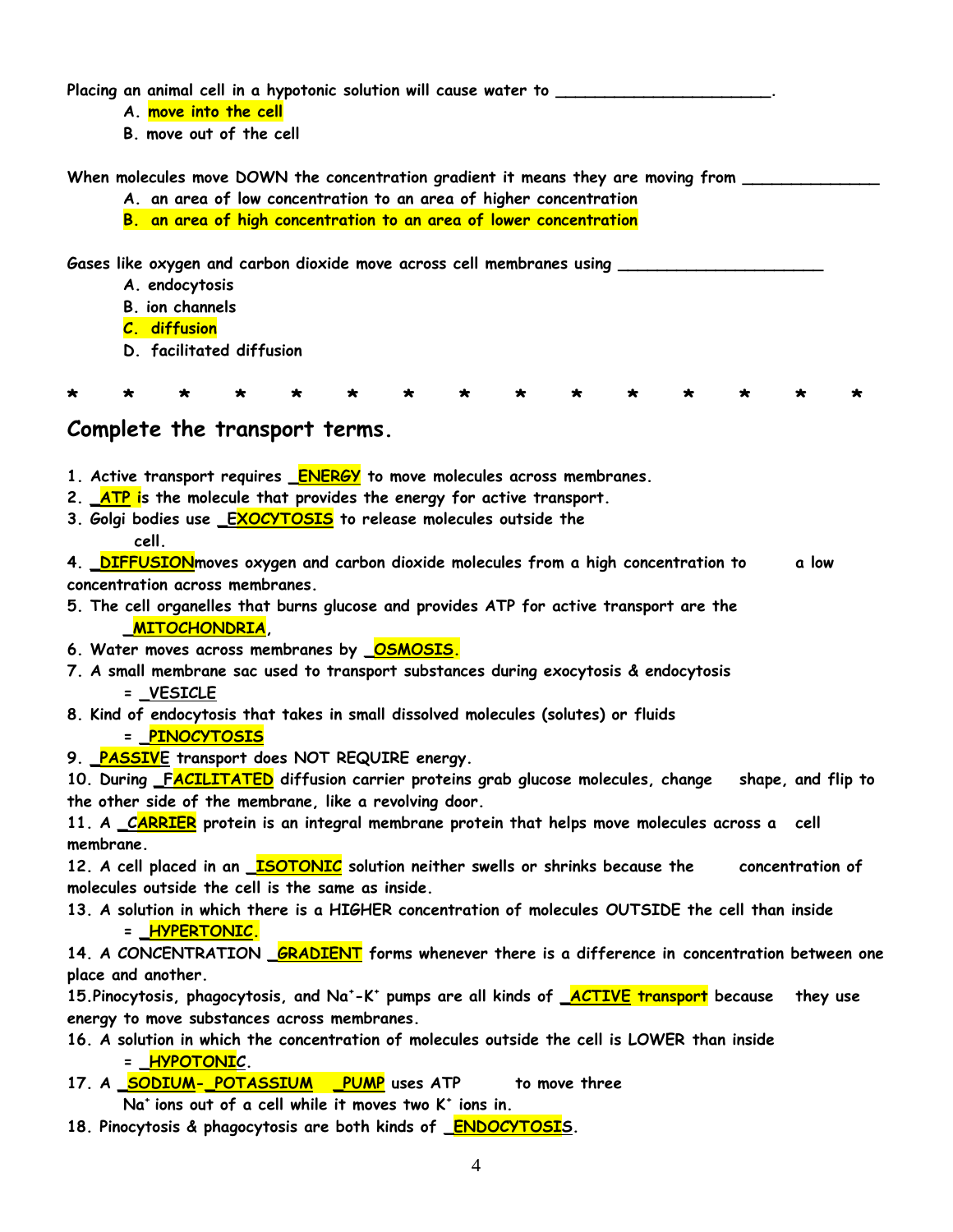Placing an animal cell in a hypotonic solution will cause water to _______________________.

A. move into the cell
B. move out of the cell

When molecules move DOWN the concentration gradient it means they are moving from ______________

A. an area of low concentration to an area of higher concentration
B. an area of high concentration to an area of lower concentration

Gases like oxygen and carbon dioxide move across cell membranes using _____________________

A. endocytosis
B. ion channels
C. diffusion
D. facilitated diffusion

\* \* \* \* \* \* \* \* \* \* \* \* \* \* \*

## Complete the transport terms.

1. Active transport requires _ENERGY to move molecules across membranes.
2. _ATP is the molecule that provides the energy for active transport.
3. Golgi bodies use _EXOCYTOSIS to release molecules outside the cell.
4. _DIFFUSION moves oxygen and carbon dioxide molecules from a high concentration to a low concentration across membranes.
5. The cell organelles that burns glucose and provides ATP for active transport are the _MITOCHONDRIA.
6. Water moves across membranes by _OSMOSIS.
7. A small membrane sac used to transport substances during exocytosis & endocytosis = _VESICLE
8. Kind of endocytosis that takes in small dissolved molecules (solutes) or fluids = _PINOCYTOSIS
9. _PASSIVE transport does NOT REQUIRE energy.
10. During _FACILITATED diffusion carrier proteins grab glucose molecules, change shape, and flip to the other side of the membrane, like a revolving door.
11. A _CARRIER protein is an integral membrane protein that helps move molecules across a cell membrane.
12. A cell placed in an _ISOTONIC solution neither swells or shrinks because the concentration of molecules outside the cell is the same as inside.
13. A solution in which there is a HIGHER concentration of molecules OUTSIDE the cell than inside = _HYPERTONIC.
14. A CONCENTRATION _GRADIENT forms whenever there is a difference in concentration between one place and another.
15. Pinocytosis, phagocytosis, and $Na^{+}$-$K^{+}$ pumps are all kinds of _ACTIVE transport because they use energy to move substances across membranes.
16. A solution in which the concentration of molecules outside the cell is LOWER than inside = _HYPOTONIC.
17. A _SODIUM-_POTASSIUM _PUMP uses ATP to move three $Na^{+}$ ions out of a cell while it moves two $K^{+}$ ions in.
18. Pinocytosis & phagocytosis are both kinds of _ENDOCYTOSIS.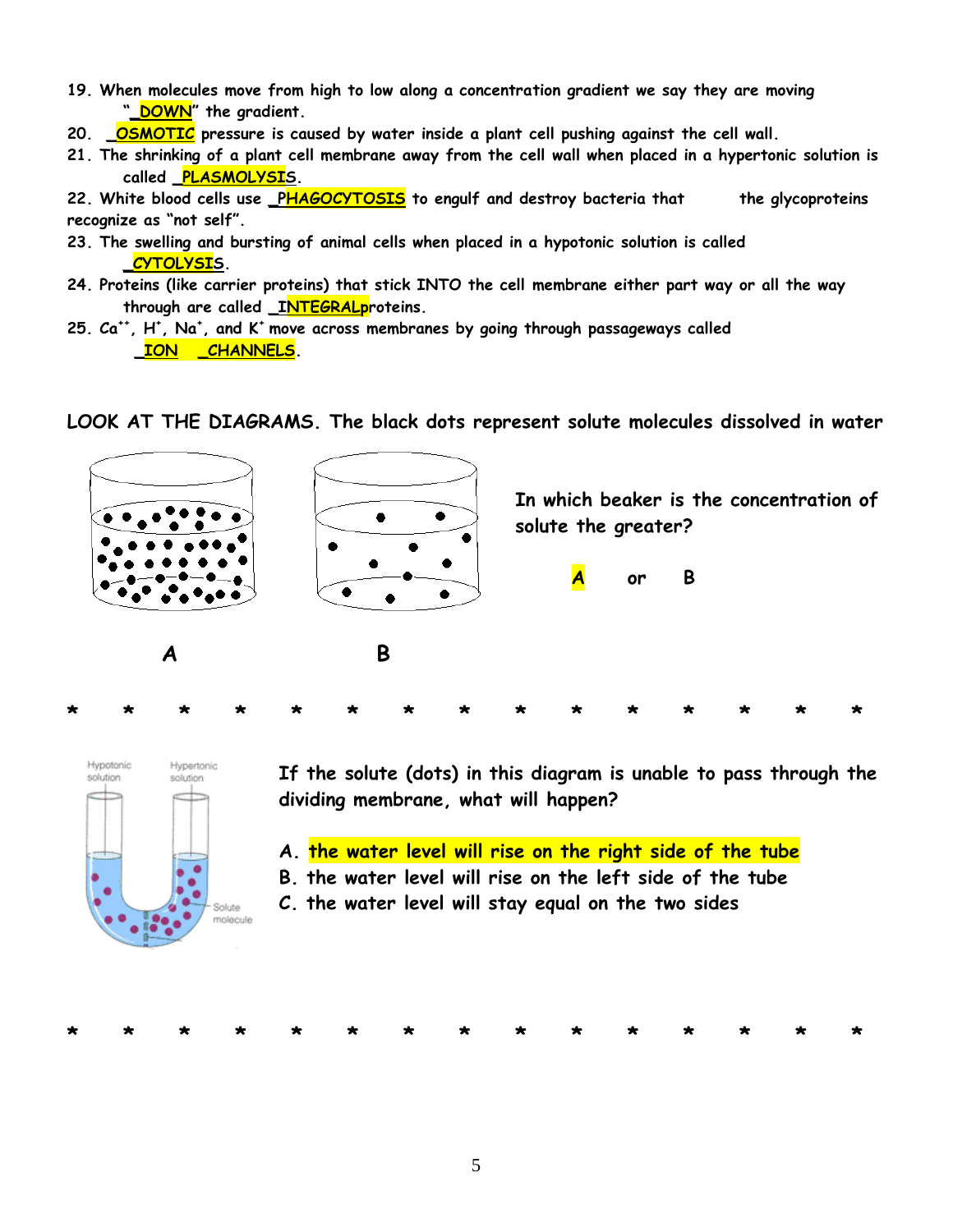19. When molecules move from high to low along a concentration gradient we say they are moving "_DOWN" the gradient.

20. _OSMOTIC pressure is caused by water inside a plant cell pushing against the cell wall.

21. The shrinking of a plant cell membrane away from the cell wall when placed in a hypertonic solution is called _PLASMOLYSIS.

22. White blood cells use _PHAGOCYTOSIS to engulf and destroy bacteria that the glycoproteins recognize as "not self".

23. The swelling and bursting of animal cells when placed in a hypotonic solution is called _CYTOLYSIS.

24. Proteins (like carrier proteins) that stick INTO the cell membrane either part way or all the way through are called _INTEGRALproteins.

25. $Ca^{++}$, $H^{+}$, $Na^{+}$, and $K^{+}$ move across membranes by going through passageways called _ION _CHANNELS.

LOOK AT THE DIAGRAMS. The black dots represent solute molecules dissolved in water

A B

In which beaker is the concentration of solute the greater?

**A** or B

* * * * * * * * * * * * * * *

Hypotonic solution Hypertonic solution Solute molecule

If the solute (dots) in this diagram is unable to pass through the dividing membrane, what will happen?

A. **the water level will rise on the right side of the tube**
B. the water level will rise on the left side of the tube
C. the water level will stay equal on the two sides

* * * * * * * * * * * * * * *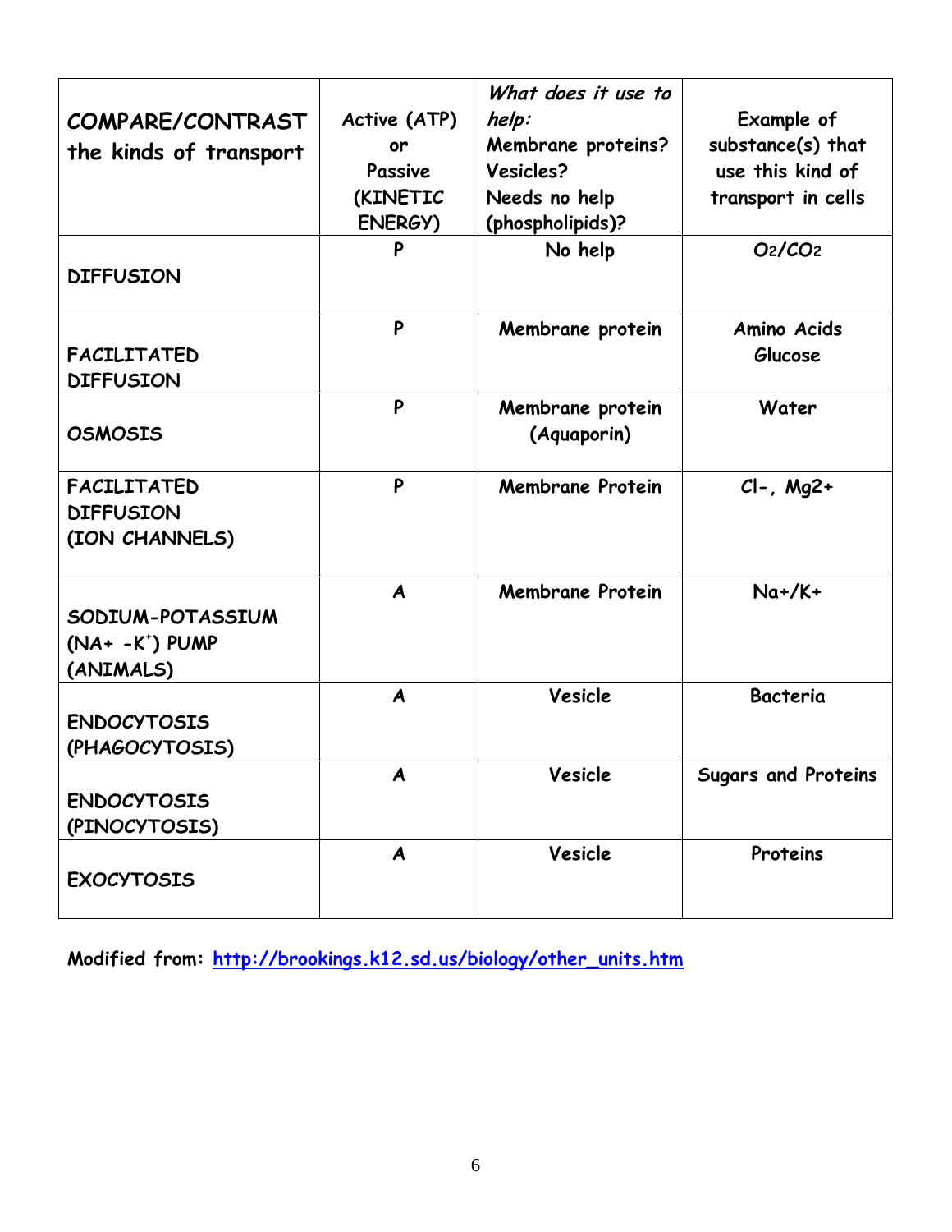| **COMPARE/CONTRAST the kinds of transport** | Active (ATP) or Passive (KINETIC ENERGY) | *What does it use to help:* Membrane proteins? Vesicles? Needs no help (phospholipids)? | Example of substance(s) that use this kind of transport in cells |
|---|---|---|---|
| **DIFFUSION** | P | No help | $O_2/CO_2$ |
| **FACILITATED DIFFUSION** | P | Membrane protein | Amino Acids Glucose |
| **OSMOSIS** | P | Membrane protein (Aquaporin) | Water |
| **FACILITATED DIFFUSION (ION CHANNELS)** | P | Membrane Protein | $Cl^-$, $Mg^{2+}$ |
| **SODIUM-POTASSIUM ($NA^+$ -$K^+$) PUMP (ANIMALS)** | A | Membrane Protein | $Na^+/K^+$ |
| **ENDOCYTOSIS (PHAGOCYTOSIS)** | A | Vesicle | Bacteria |
| **ENDOCYTOSIS (PINOCYTOSIS)** | A | Vesicle | Sugars and Proteins |
| **EXOCYTOSIS** | A | Vesicle | Proteins |

**Modified from: [http://brookings.k12.sd.us/biology/other_units.htm](http://brookings.k12.sd.us/biology/other_units.htm)**